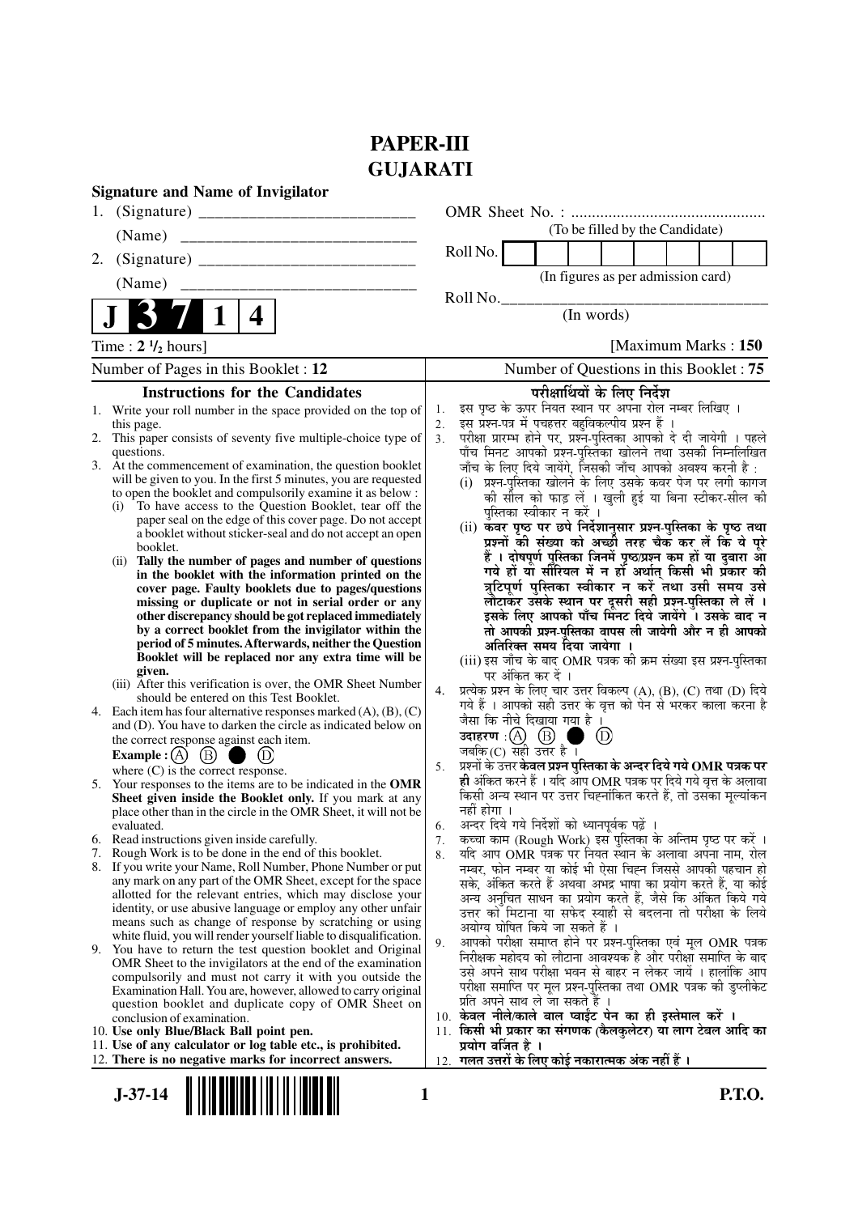# PAPER-III
# GUJARATI

**Signature and Name of Invigilator**

1. (Signature) \_\_\_\_\_\_\_\_\_\_\_\_\_\_\_\_\_\_\_\_\_\_\_\_\_\_

   (Name) \_\_\_\_\_\_\_\_\_\_\_\_\_\_\_\_\_\_\_\_\_\_\_\_\_\_\_\_

2. (Signature) \_\_\_\_\_\_\_\_\_\_\_\_\_\_\_\_\_\_\_\_\_\_\_\_\_\_

   (Name) \_\_\_\_\_\_\_\_\_\_\_\_\_\_\_\_\_\_\_\_\_\_\_\_\_\_\_\_

**J 3 7 1 4**

OMR Sheet No. : ...............................................
(To be filled by the Candidate)

Roll No. | | | | | | | | |
(In figures as per admission card)

Roll No.\_\_\_\_\_\_\_\_\_\_\_\_\_\_\_\_\_\_\_\_\_\_\_\_\_\_\_\_\_\_\_\_\_\_\_
(In words)

Time : **2 ½ hours**] [Maximum Marks : **150**

Number of Pages in this Booklet : **12** | Number of Questions in this Booklet : **75**

## Instructions for the Candidates

1. Write your roll number in the space provided on the top of this page.
2. This paper consists of seventy five multiple-choice type of questions.
3. At the commencement of examination, the question booklet will be given to you. In the first 5 minutes, you are requested to open the booklet and compulsorily examine it as below :
   (i) To have access to the Question Booklet, tear off the paper seal on the edge of this cover page. Do not accept a booklet without sticker-seal and do not accept an open booklet.
   (ii) **Tally the number of pages and number of questions in the booklet with the information printed on the cover page. Faulty booklets due to pages/questions missing or duplicate or not in serial order or any other discrepancy should be got replaced immediately by a correct booklet from the invigilator within the period of 5 minutes. Afterwards, neither the Question Booklet will be replaced nor any extra time will be given.**
   (iii) After this verification is over, the OMR Sheet Number should be entered on this Test Booklet.
4. Each item has four alternative responses marked (A), (B), (C) and (D). You have to darken the circle as indicated below on the correct response against each item.
   **Example :** (A) (B) ● (D)
   where (C) is the correct response.
5. Your responses to the items are to be indicated in the **OMR Sheet given inside the Booklet only.** If you mark at any place other than in the circle in the OMR Sheet, it will not be evaluated.
6. Read instructions given inside carefully.
7. Rough Work is to be done in the end of this booklet.
8. If you write your Name, Roll Number, Phone Number or put any mark on any part of the OMR Sheet, except for the space allotted for the relevant entries, which may disclose your identity, or use abusive language or employ any other unfair means such as change of response by scratching or using white fluid, you will render yourself liable to disqualification.
9. You have to return the test question booklet and Original OMR Sheet to the invigilators at the end of the examination compulsorily and must not carry it with you outside the Examination Hall. You are, however, allowed to carry original question booklet and duplicate copy of OMR Sheet on conclusion of examination.
10. **Use only Blue/Black Ball point pen.**
11. **Use of any calculator or log table etc., is prohibited.**
12. **There is no negative marks for incorrect answers.**

## परीक्षार्थियों के लिए निर्देश

1. इस पृष्ठ के ऊपर नियत स्थान पर अपना रोल नम्बर लिखिए ।
2. इस प्रश्न-पत्र में पचहत्तर बहुविकल्पीय प्रश्न हैं ।
3. परीक्षा प्रारम्भ होने पर, प्रश्न-पुस्तिका आपको दे दी जायेगी । पहले पाँच मिनट आपको प्रश्न-पुस्तिका खोलने तथा उसकी निम्नलिखित जाँच के लिए दिये जायेंगे, जिसकी जाँच आपको अवश्य करनी है :
   (i) प्रश्न-पुस्तिका खोलने के लिए उसके कवर पेज पर लगी कागज की सील को फाड़ लें । खुली हुई या बिना स्टीकर-सील की पुस्तिका स्वीकार न करें ।
   (ii) **कवर पृष्ठ पर छपे निर्देशानुसार प्रश्न-पुस्तिका के पृष्ठ तथा प्रश्नों की संख्या को अच्छी तरह चैक कर लें कि ये पूरे हैं । दोषपूर्ण पुस्तिका जिनमें पृष्ठ/प्रश्न कम हों या दुबारा आ गये हों या सीरियल में न हों अर्थात् किसी भी प्रकार की त्रुटिपूर्ण पुस्तिका स्वीकार न करें तथा उसी समय उसे लौटाकर उसके स्थान पर दूसरी सही प्रश्न-पुस्तिका ले लें । इसके लिए आपको पाँच मिनट दिये जायेंगे । उसके बाद न तो आपकी प्रश्न-पुस्तिका वापस ली जायेगी और न ही आपको अतिरिक्त समय दिया जायेगा ।**
   (iii) इस जाँच के बाद OMR पत्रक की क्रम संख्या इस प्रश्न-पुस्तिका पर अंकित कर दें ।
4. प्रत्येक प्रश्न के लिए चार उत्तर विकल्प (A), (B), (C) तथा (D) दिये गये हैं । आपको सही उत्तर के वृत्त को पेन से भरकर काला करना है जैसा कि नीचे दिखाया गया है ।
   **उदाहरण :** (A) (B) ● (D)
   जबकि (C) सही उत्तर है ।
5. प्रश्नों के उत्तर **केवल प्रश्न पुस्तिका के अन्दर दिये गये OMR पत्रक पर ही** अंकित करने हैं । यदि आप OMR पत्रक पर दिये गये वृत्त के अलावा किसी अन्य स्थान पर उत्तर चिह्नांकित करते हैं, तो उसका मूल्यांकन नहीं होगा ।
6. अन्दर दिये गये निर्देशों को ध्यानपूर्वक पढ़ें ।
7. कच्चा काम (Rough Work) इस पुस्तिका के अन्तिम पृष्ठ पर करें ।
8. यदि आप OMR पत्रक पर नियत स्थान के अलावा अपना नाम, रोल नम्बर, फोन नम्बर या कोई भी ऐसा चिह्न जिससे आपकी पहचान हो सके, अंकित करते हैं अथवा अभद्र भाषा का प्रयोग करते हैं, या कोई अन्य अनुचित साधन का प्रयोग करते हैं, जैसे कि अंकित किये गये उत्तर को मिटाना या सफेद स्याही से बदलना तो परीक्षा के लिये अयोग्य घोषित किये जा सकते हैं ।
9. आपको परीक्षा समाप्त होने पर प्रश्न-पुस्तिका एवं मूल OMR पत्रक निरीक्षक महोदय को लौटाना आवश्यक है और परीक्षा समाप्ति के बाद उसे अपने साथ परीक्षा भवन से बाहर न लेकर जायें । हालांकि आप परीक्षा समाप्ति पर मूल प्रश्न-पुस्तिका तथा OMR पत्रक की डुप्लीकेट प्रति अपने साथ ले जा सकते हैं ।
10. **केवल नीले/काले बाल प्वाईंट पेन का ही इस्तेमाल करें ।**
11. **किसी भी प्रकार का संगणक (कैलकुलेटर) या लाग टेबल आदि का प्रयोग वर्जित है ।**
12. **गलत उत्तरों के लिए कोई नकारात्मक अंक नहीं हैं ।**

**J-37-14** **P.T.O.**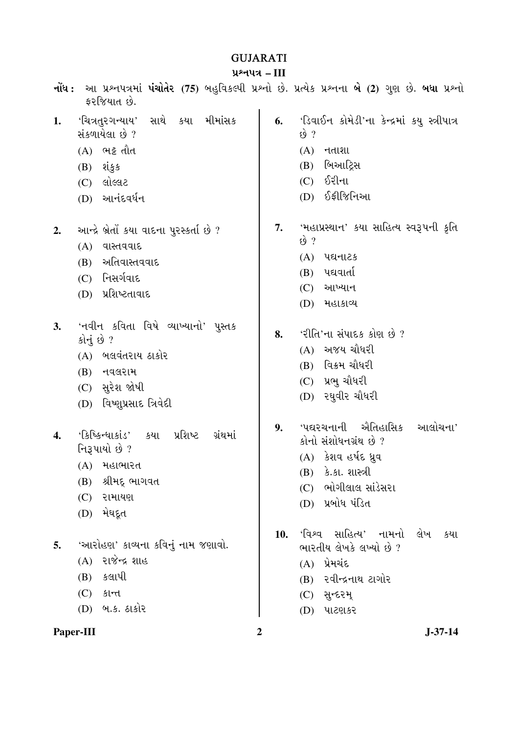# GUJARATI

## પ્રશ્નપત્ર – III

**નોંધ :** આ પ્રશ્નપત્રમાં **પંચોતેર (75)** બહુવિકલ્પી પ્રશ્નો છે. પ્રત્યેક પ્રશ્નના **બે (2)** ગુણ છે. **બધા** પ્રશ્નો ફરજિયાત છે.

**1.** 'ચિત્રતુરગન્યાય' સાથે કયા મીમાંસક સંકળાયેલા છે ?

(A) ભટ્ટ તૌત

(B) શંકુક

(C) લોલ્લટ

(D) આનંદવર્ધન

**2.** આન્દ્રે બ્રેતોં કયા વાદના પુરસ્કર્તા છે ?

(A) વાસ્તવવાદ

(B) અતિવાસ્તવવાદ

(C) નિસર્ગવાદ

(D) પ્રશિષ્ટતાવાદ

**3.** 'નવીન કવિતા વિષે વ્યાખ્યાનો' પુસ્તક કોનું છે ?

(A) બલવંતરાય ઠાકોર

(B) નવલરામ

(C) સુરેશ જોષી

(D) વિષ્ણુપ્રસાદ ત્રિવેદી

**4.** 'કિષ્કિન્ધાકાંડ' કયા પ્રશિષ્ટ ગ્રંથમાં નિરૂપાયો છે ?

(A) મહાભારત

(B) શ્રીમદ્ ભાગવત

(C) રામાયણ

(D) મેઘદૂત

**5.** 'આરોહણ' કાવ્યના કવિનું નામ જણાવો.

(A) રાજેન્દ્ર શાહ

(B) કલાપી

(C) કાન્ત

(D) બ.ક. ઠાકોર

**6.** 'ડિવાઈન કોમેડી'ના કેન્દ્રમાં કયુ સ્ત્રીપાત્ર છે ?

(A) નતાશા

(B) બિઆટ્રિસ

(C) ઈરીના

(D) ઈફીજિનિઆ

**7.** 'મહાપ્રસ્થાન' કયા સાહિત્ય સ્વરૂપની કૃતિ છે ?

(A) પદ્યનાટક

(B) પદ્યવાર્તા

(C) આખ્યાન

(D) મહાકાવ્ય

**8.** 'રીતિ'ના સંપાદક કોણ છે ?

(A) અજય ચૌધરી

(B) વિક્રમ ચૌધરી

(C) પ્રભુ ચૌધરી

(D) રઘુવીર ચૌધરી

**9.** 'પદ્યરચનાની ઐતિહાસિક આલોચના' કોનો સંશોધનગ્રંથ છે ?

(A) કેશવ હર્ષદ ધ્રુવ

(B) કે.કા. શાસ્ત્રી

(C) ભોગીલાલ સાંડેસરા

(D) પ્રબોધ પંડિત

**10.** 'વિશ્વ સાહિત્ય' નામનો લેખ કયા ભારતીય લેખકે લખ્યો છે ?

(A) પ્રેમચંદ

(B) રવીન્દ્રનાથ ટાગોર

(C) સુન્દરમ્

(D) પાટણકર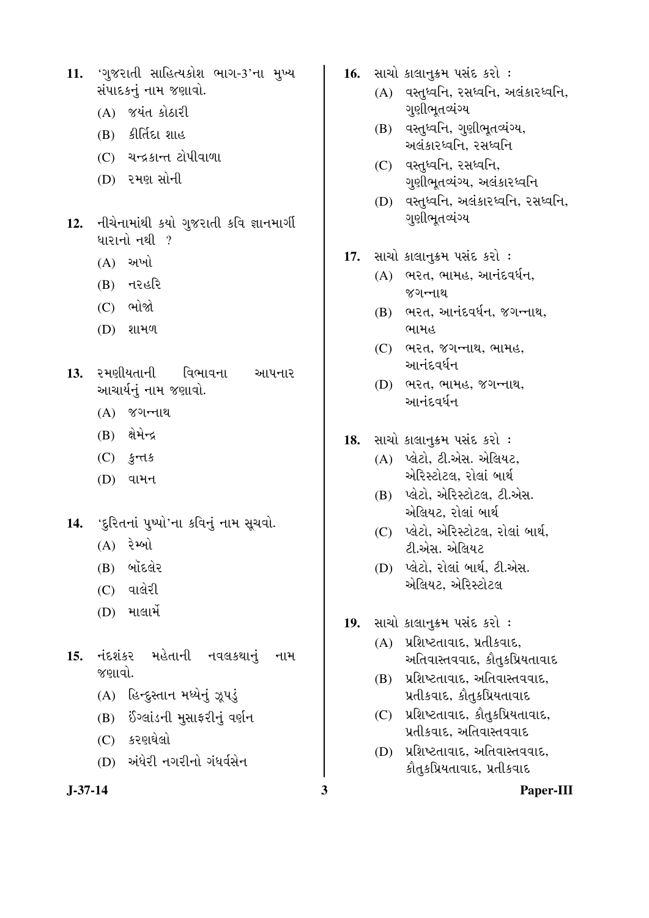11. 'ગુજરાતી સાહિત્યકોશ ભાગ-3'ના મુખ્ય સંપાદકનું નામ જણાવો.
    - (A) જયંત કોઠારી
    - (B) કીર્તિદા શાહ
    - (C) ચન્દ્રકાન્ત ટોપીવાળા
    - (D) રમણ સોની

12. નીચેનામાંથી કયો ગુજરાતી કવિ જ્ઞાનમાર્ગી ધારાનો નથી ?
    - (A) અખો
    - (B) નરહરિ
    - (C) ભોજો
    - (D) શામળ

13. રમણીયતાની વિભાવના આપનાર આચાર્યનું નામ જણાવો.
    - (A) જગન્નાથ
    - (B) ક્ષેમેન્દ્ર
    - (C) કુન્તક
    - (D) વામન

14. 'દુરિતનાં પુષ્પો'ના કવિનું નામ સૂચવો.
    - (A) રેમ્બો
    - (B) બૉદલેર
    - (C) વાલેરી
    - (D) માલાર્મે

15. નંદશંકર મહેતાની નવલકથાનું નામ જણાવો.
    - (A) હિન્દુસ્તાન મધ્યેનું ઝૂપડું
    - (B) ઈંગ્લાંડની મુસાફરીનું વર્ણન
    - (C) કરણઘેલો
    - (D) અંધેરી નગરીનો ગંધર્વસેન

16. સાચો કાલાનુક્રમ પસંદ કરો :
    - (A) વસ્તુધ્વનિ, રસધ્વનિ, અલંકારધ્વનિ, ગુણીભૂતવ્યંગ્ય
    - (B) વસ્તુધ્વનિ, ગુણીભૂતવ્યંગ્ય, અલંકારધ્વનિ, રસધ્વનિ
    - (C) વસ્તુધ્વનિ, રસધ્વનિ, ગુણીભૂતવ્યંગ્ય, અલંકારધ્વનિ
    - (D) વસ્તુધ્વનિ, અલંકારધ્વનિ, રસધ્વનિ, ગુણીભૂતવ્યંગ્ય

17. સાચો કાલાનુક્રમ પસંદ કરો :
    - (A) ભરત, ભામહ, આનંદવર્ધન, જગન્નાથ
    - (B) ભરત, આનંદવર્ધન, જગન્નાથ, ભામહ
    - (C) ભરત, જગન્નાથ, ભામહ, આનંદવર્ધન
    - (D) ભરત, ભામહ, જગન્નાથ, આનંદવર્ધન

18. સાચો કાલાનુક્રમ પસંદ કરો :
    - (A) પ્લેટો, ટી.એસ. એલિયટ, એરિસ્ટોટલ, રોલાં બાર્થ
    - (B) પ્લેટો, એરિસ્ટોટલ, ટી.એસ. એલિયટ, રોલાં બાર્થ
    - (C) પ્લેટો, એરિસ્ટોટલ, રોલાં બાર્થ, ટી.એસ. એલિયટ
    - (D) પ્લેટો, રોલાં બાર્થ, ટી.એસ. એલિયટ, એરિસ્ટોટલ

19. સાચો કાલાનુક્રમ પસંદ કરો :
    - (A) પ્રશિષ્ટતાવાદ, પ્રતીકવાદ, અતિવાસ્તવવાદ, કૌતુકપ્રિયતાવાદ
    - (B) પ્રશિષ્ટતાવાદ, અતિવાસ્તવવાદ, પ્રતીકવાદ, કૌતુકપ્રિયતાવાદ
    - (C) પ્રશિષ્ટતાવાદ, કૌતુકપ્રિયતાવાદ, પ્રતીકવાદ, અતિવાસ્તવવાદ
    - (D) પ્રશિષ્ટતાવાદ, અતિવાસ્તવવાદ, કૌતુકપ્રિયતાવાદ, પ્રતીકવાદ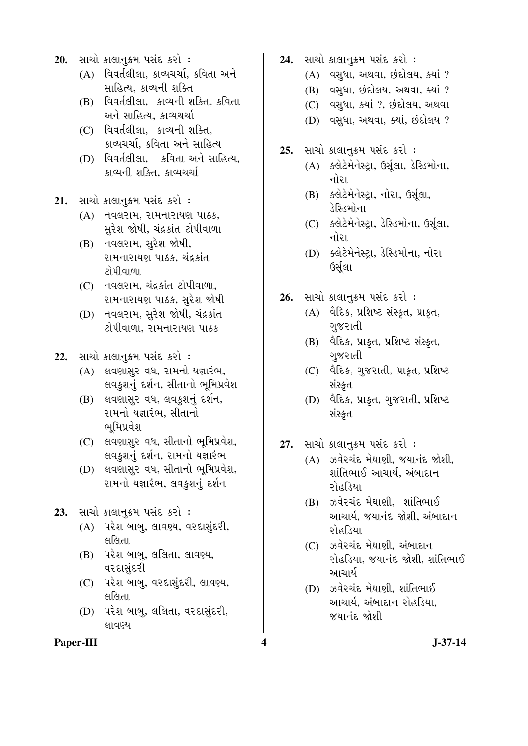20. સાચો કાલાનુક્રમ પસંદ કરો :
   (A) વિવર્તલીલા, કાવ્યચર્ચા, કવિતા અને સાહિત્ય, કાવ્યની શક્તિ
   (B) વિવર્તલીલા, કાવ્યની શક્તિ, કવિતા અને સાહિત્ય, કાવ્યચર્ચા
   (C) વિવર્તલીલા, કાવ્યની શક્તિ, કાવ્યચર્ચા, કવિતા અને સાહિત્ય
   (D) વિવર્તલીલા, કવિતા અને સાહિત્ય, કાવ્યની શક્તિ, કાવ્યચર્ચા

21. સાચો કાલાનુક્રમ પસંદ કરો :
   (A) નવલરામ, રામનારાયણ પાઠક, સુરેશ જોષી, ચંદ્રકાંત ટોપીવાળા
   (B) નવલરામ, સુરેશ જોષી, રામનારાયણ પાઠક, ચંદ્રકાંત ટોપીવાળા
   (C) નવલરામ, ચંદ્રકાંત ટોપીવાળા, રામનારાયણ પાઠક, સુરેશ જોષી
   (D) નવલરામ, સુરેશ જોષી, ચંદ્રકાંત ટોપીવાળા, રામનારાયણ પાઠક

22. સાચો કાલાનુક્રમ પસંદ કરો :
   (A) લવણાસુર વધ, રામનો યજ્ઞારંભ, લવકુશનું દર્શન, સીતાનો ભૂમિપ્રવેશ
   (B) લવણાસુર વધ, લવકુશનું દર્શન, રામનો યજ્ઞારંભ, સીતાનો ભૂમિપ્રવેશ
   (C) લવણાસુર વધ, સીતાનો ભૂમિપ્રવેશ, લવકુશનું દર્શન, રામનો યજ્ઞારંભ
   (D) લવણાસુર વધ, સીતાનો ભૂમિપ્રવેશ, રામનો યજ્ઞારંભ, લવકુશનું દર્શન

23. સાચો કાલાનુક્રમ પસંદ કરો :
   (A) પરેશ બાબુ, લાવણ્ય, વરદાસુંદરી, લલિતા
   (B) પરેશ બાબુ, લલિતા, લાવણ્ય, વરદાસુંદરી
   (C) પરેશ બાબુ, વરદાસુંદરી, લાવણ્ય, લલિતા
   (D) પરેશ બાબુ, લલિતા, વરદાસુંદરી, લાવણ્ય

24. સાચો કાલાનુક્રમ પસંદ કરો :
   (A) વસુધા, અથવા, છંદોલય, ક્યાં ?
   (B) વસુધા, છંદોલય, અથવા, ક્યાં ?
   (C) વસુધા, ક્યાં ?, છંદોલય, અથવા
   (D) વસુધા, અથવા, ક્યાં, છંદોલય ?

25. સાચો કાલાનુક્રમ પસંદ કરો :
   (A) ક્લેટેમેનેસ્ટ્રા, ઉર્સુલા, ડેસ્ડિમોના, નોરા
   (B) ક્લેટેમેનેસ્ટ્રા, નોરા, ઉર્સુલા, ડેસ્ડિમોના
   (C) ક્લેટેમેનેસ્ટ્રા, ડેસ્ડિમોના, ઉર્સુલા, નોરા
   (D) ક્લેટેમેનેસ્ટ્રા, ડેસ્ડિમોના, નોરા ઉર્સુલા

26. સાચો કાલાનુક્રમ પસંદ કરો :
   (A) વૈદિક, પ્રશિષ્ટ સંસ્કૃત, પ્રાકૃત, ગુજરાતી
   (B) વૈદિક, પ્રાકૃત, પ્રશિષ્ટ સંસ્કૃત, ગુજરાતી
   (C) વૈદિક, ગુજરાતી, પ્રાકૃત, પ્રશિષ્ટ સંસ્કૃત
   (D) વૈદિક, પ્રાકૃત, ગુજરાતી, પ્રશિષ્ટ સંસ્કૃત

27. સાચો કાલાનુક્રમ પસંદ કરો :
   (A) ઝવેરચંદ મેઘાણી, જયાનંદ જોશી, શાંતિભાઈ આચાર્ય, અંબાદાન રોહડિયા
   (B) ઝવેરચંદ મેઘાણી, શાંતિભાઈ આચાર્ય, જયાનંદ જોશી, અંબાદાન રોહડિયા
   (C) ઝવેરચંદ મેઘાણી, અંબાદાન રોહડિયા, જયાનંદ જોશી, શાંતિભાઈ આચાર્ય
   (D) ઝવેરચંદ મેઘાણી, શાંતિભાઈ આચાર્ય, અંબાદાન રોહડિયા, જયાનંદ જોશી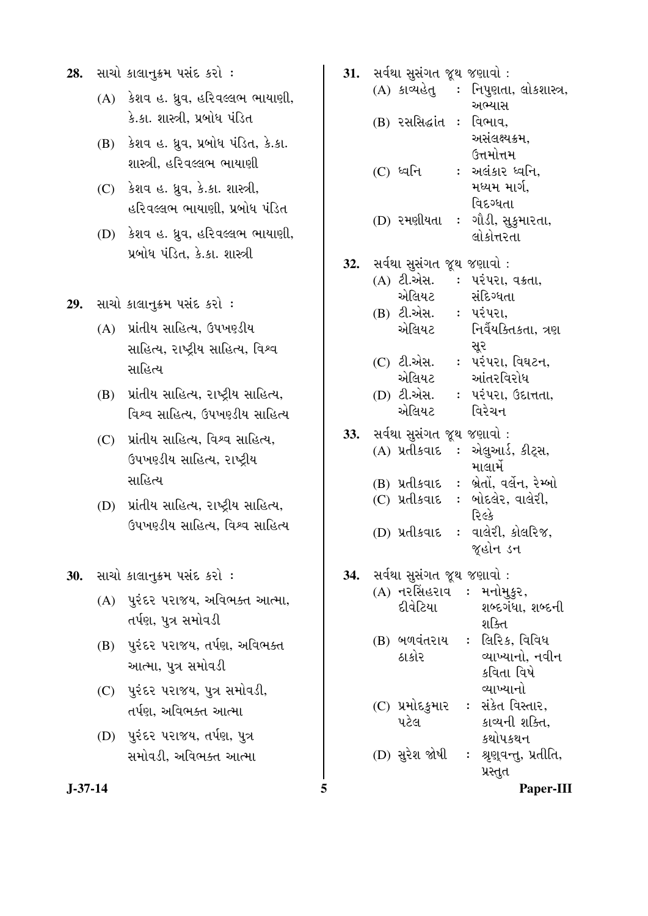**28.** સાચો કાલાનુક્રમ પસંદ કરો :

(A) કેશવ હ. ધ્રુવ, હરિવલ્લભ ભાયાણી, કે.કા. શાસ્ત્રી, પ્રબોધ પંડિત

(B) કેશવ હ. ધ્રુવ, પ્રબોધ પંડિત, કે.કા. શાસ્ત્રી, હરિવલ્લભ ભાયાણી

(C) કેશવ હ. ધ્રુવ, કે.કા. શાસ્ત્રી, હરિવલ્લભ ભાયાણી, પ્રબોધ પંડિત

(D) કેશવ હ. ધ્રુવ, હરિવલ્લભ ભાયાણી, પ્રબોધ પંડિત, કે.કા. શાસ્ત્રી

**29.** સાચો કાલાનુક્રમ પસંદ કરો :

(A) પ્રાંતીય સાહિત્ય, ઉપખણ્ડીય સાહિત્ય, રાષ્ટ્રીય સાહિત્ય, વિશ્વ સાહિત્ય

(B) પ્રાંતીય સાહિત્ય, રાષ્ટ્રીય સાહિત્ય, વિશ્વ સાહિત્ય, ઉપખણ્ડીય સાહિત્ય

(C) પ્રાંતીય સાહિત્ય, વિશ્વ સાહિત્ય, ઉપખણ્ડીય સાહિત્ય, રાષ્ટ્રીય સાહિત્ય

(D) પ્રાંતીય સાહિત્ય, રાષ્ટ્રીય સાહિત્ય, ઉપખણ્ડીય સાહિત્ય, વિશ્વ સાહિત્ય

**30.** સાચો કાલાનુક્રમ પસંદ કરો :

(A) પુરંદર પરાજય, અવિભક્ત આત્મા, તર્પણ, પુત્ર સમોવડી

(B) પુરંદર પરાજય, તર્પણ, અવિભક્ત આત્મા, પુત્ર સમોવડી

(C) પુરંદર પરાજય, પુત્ર સમોવડી, તર્પણ, અવિભક્ત આત્મા

(D) પુરંદર પરાજય, તર્પણ, પુત્ર સમોવડી, અવિભક્ત આત્મા

**31.** સર્વથા સુસંગત જૂથ જણાવો :

(A) કાવ્યહેતુ : નિપુણતા, લોકશાસ્ત્ર, અભ્યાસ

(B) રસસિદ્ધાંત : વિભાવ, અસંલક્ષ્યક્રમ, ઉત્તમોત્તમ

(C) ધ્વનિ : અલંકાર ધ્વનિ, મધ્યમ માર્ગ, વિદગ્ધતા

(D) રમણીયતા : ગૌડી, સુકુમારતા, લોકોત્તરતા

**32.** સર્વથા સુસંગત જૂથ જણાવો :

(A) ટી.એસ. એલિયટ : પરંપરા, વક્રતા, સંદિગ્ધતા

(B) ટી.એસ. એલિયટ : પરંપરા, નિર્વૈયક્તિકતા, ત્રણ સૂર

(C) ટી.એસ. એલિયટ : પરંપરા, વિઘટન, આંતરવિરોધ

(D) ટી.એસ. એલિયટ : પરંપરા, ઉદાત્તતા, વિરેચન

**33.** સર્વથા સુસંગત જૂથ જણાવો :

(A) પ્રતીકવાદ : એલુઆર્ડ, કીટ્સ, માલાર્મે

(B) પ્રતીકવાદ : બ્રેતોં, વર્લેન, રેમ્બો

(C) પ્રતીકવાદ : બોદલેર, વાલેરી, રિલ્કે

(D) પ્રતીકવાદ : વાલેરી, કોલરિજ, જૂહોન ડન

**34.** સર્વથા સુસંગત જૂથ જણાવો :

(A) નરસિંહરાવ દીવેટિયા : મનોમુકુર, શબ્દગંધા, શબ્દની શક્તિ

(B) બળવંતરાય ઠાકોર : લિરિક, વિવિધ વ્યાખ્યાનો, નવીન કવિતા વિષે વ્યાખ્યાનો

(C) પ્રમોદકુમાર પટેલ : સંકેત વિસ્તાર, કાવ્યની શક્તિ, કથોપકથન

(D) સુરેશ જોષી : શ્રૃણ્વન્તુ, પ્રતીતિ, પ્રસ્તુત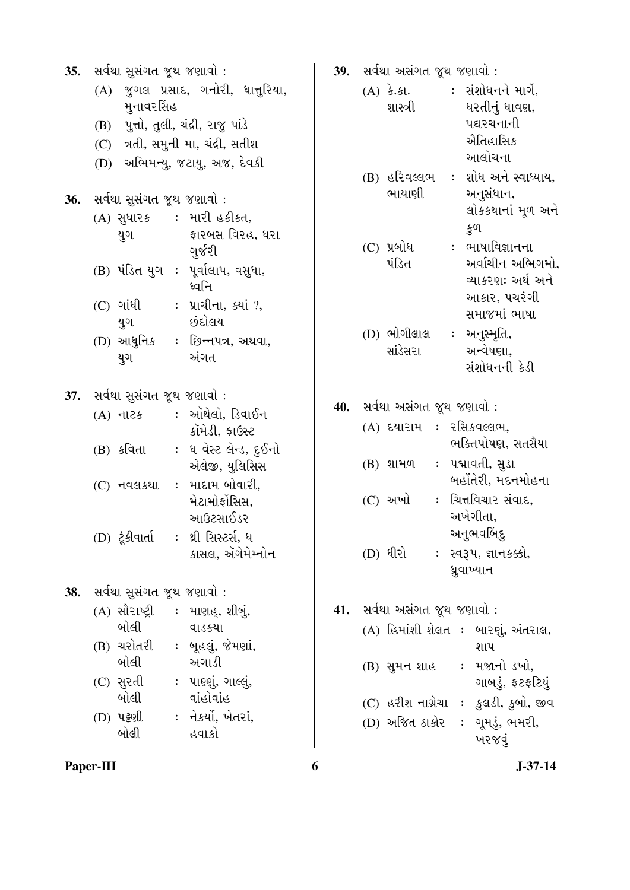35. સર્વથા સુસંગત જૂથ જણાવો :

(A) જુગલ પ્રસાદ, ગનોરી, ધાતુરિયા, મુનાવરસિંહ

(B) પુત્તો, તુલી, ચંદ્રી, રાજુ પાંડે

(C) ત્રતી, સમુની મા, ચંદ્રી, સતીશ

(D) અભિમન્યુ, જટાયુ, અજ, દેવકી

36. સર્વથા સુસંગત જૂથ જણાવો :

(A) સુધારક યુગ : મારી હકીકત, ફારબસ વિરહ, ધરા ગુર્જરી

(B) પંડિત યુગ : પૂર્વાલાપ, વસુધા, ધ્વનિ

(C) ગાંધી યુગ : પ્રાચીના, ક્યાં ?, છંદોલય

(D) આધુનિક યુગ : છિન્નપત્ર, અથવા, અંગત

37. સર્વથા સુસંગત જૂથ જણાવો :

(A) નાટક : ઑથેલો, ડિવાઈન કૉમેડી, ફાઉસ્ટ

(B) કવિતા : ધ વેસ્ટ લેન્ડ, દુઈનો એલેજી, યુલિસિસ

(C) નવલકથા : માદામ બોવારી, મેટામોર્ફોસિસ, આઉટસાઈડર

(D) ટૂંકીવાર્તા : થ્રી સિસ્ટર્સ, ધ કાસલ, ઍગેમેમ્નોન

38. સર્વથા સુસંગત જૂથ જણાવો :

(A) સૌરાષ્ટ્રી બોલી : માણહ, શીભું, વાડક્યા

(B) ચરોતરી બોલી : બૂહલું, જેમણાં, અગાડી

(C) સુરતી બોલી : પાણ્ણું, ગાલ્લું, વાંહોવાંહ

(D) પટ્ટણી બોલી : નેકર્યો, ખેતરાં, હવાકો

39. સર્વથા અસંગત જૂથ જણાવો :

(A) કે.કા. શાસ્ત્રી : સંશોધનને માર્ગે, ધરતીનું ધાવણ, પદ્યરચનાની ઐતિહાસિક આલોચના

(B) હરિવલ્લભ ભાયાણી : શોધ અને સ્વાધ્યાય, અનુસંધાન, લોકકથાનાં મૂળ અને કુળ

(C) પ્રબોધ પંડિત : ભાષાવિજ્ઞાનના અર્વાચીન અભિગમો, વ્યાકરણઃ અર્થ અને આકાર, પચરંગી સમાજમાં ભાષા

(D) ભોગીલાલ સાંડેસરા : અનુસ્મૃતિ, અન્વેષણા, સંશોધનની કેડી

40. સર્વથા અસંગત જૂથ જણાવો :

(A) દયારામ : રસિકવલ્લભ, ભક્તિપોષણ, સતસૈયા

(B) શામળ : પદ્માવતી, સુડા બહોંતેરી, મદનમોહના

(C) અખો : ચિત્તવિચાર સંવાદ, અખેગીતા, અનુભવબિંદુ

(D) ધીરો : સ્વરૂપ, જ્ઞાનકક્કો, ધ્રુવાખ્યાન

41. સર્વથા અસંગત જૂથ જણાવો :

(A) હિમાંશી શેલત : બારણું, અંતરાલ, શાપ

(B) સુમન શાહ : મજાનો ડખો, ગાબડું, ફટફટિયું

(C) હરીશ નાગ્રેચા : કુલડી, કુબો, જીવ

(D) અજિત ઠાકોર : ગૂમડું, ભમરી, ખરજવું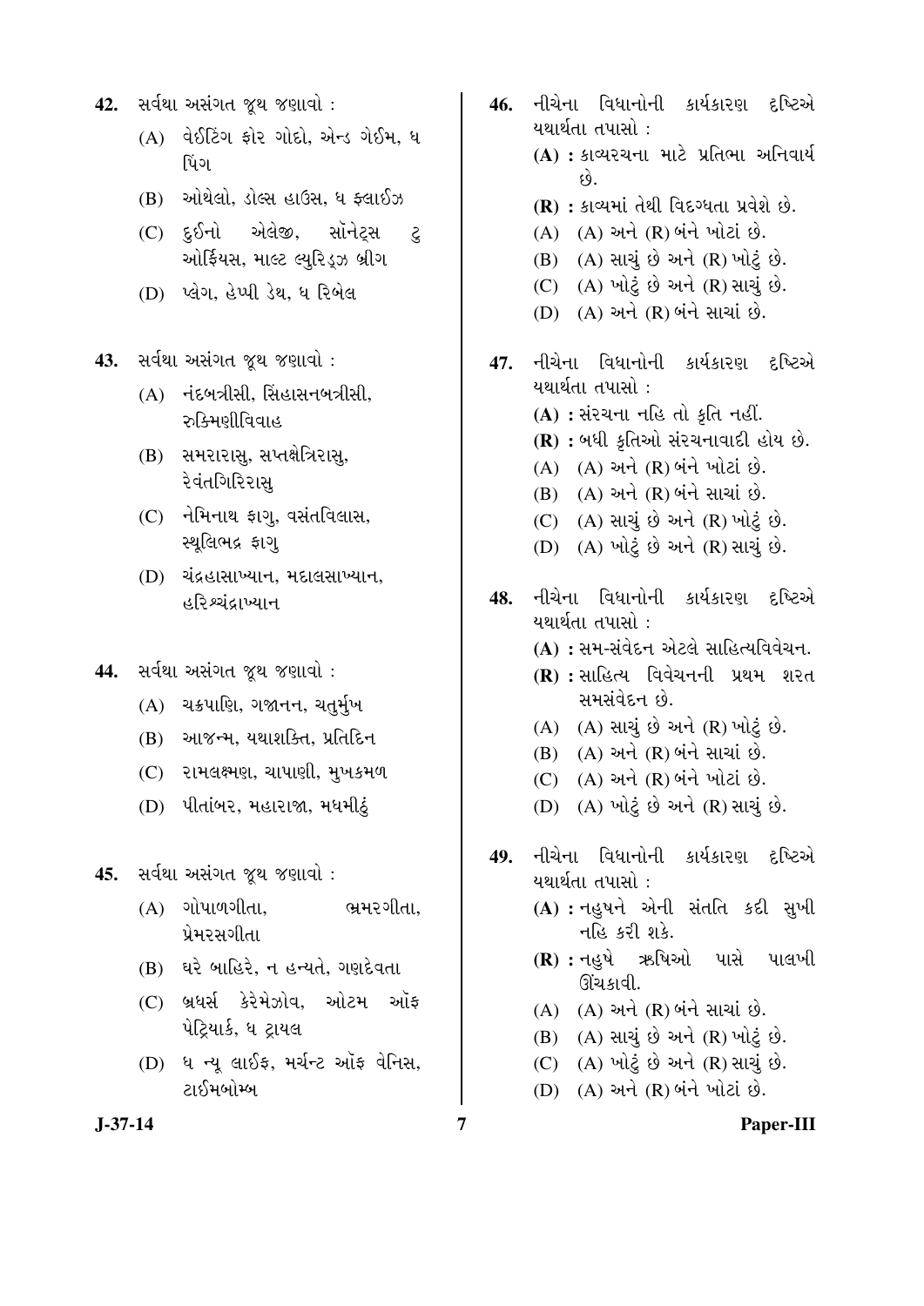42. સર્વથા અસંગત જૂથ જણાવો :

(A) વેઈટિંગ ફોર ગોદો, એન્ડ ગેઈમ, ધ પિંગ

(B) ઓથેલો, ડોલ્સ હાઉસ, ધ ફ્લાઈઝ

(C) દુઈનો એલેજી, સૉનેટ્સ ટુ ઓર્ફિયસ, માલ્ટ લ્યુરિડ્ઝ બ્રીગ

(D) પ્લેગ, હેપ્પી ડેથ, ધ રિબેલ

43. સર્વથા અસંગત જૂથ જણાવો :

(A) નંદબત્રીસી, સિંહાસનબત્રીસી, રુક્મિણીવિવાહ

(B) સમરારાસુ, સપ્તક્ષેત્રિરાસુ, રેવંતગિરિરાસુ

(C) નેમિનાથ ફાગુ, વસંતવિલાસ, સ્થૂલિભદ્ર ફાગુ

(D) ચંદ્રહાસાખ્યાન, મદાલસાખ્યાન, હરિશ્ચંદ્રાખ્યાન

44. સર્વથા અસંગત જૂથ જણાવો :

(A) ચક્રપાણિ, ગજાનન, ચતુર્મુખ

(B) આજન્મ, યથાશક્તિ, પ્રતિદિન

(C) રામલક્ષ્મણ, ચાપાણી, મુખકમળ

(D) પીતાંબર, મહારાજા, મધમીઠું

45. સર્વથા અસંગત જૂથ જણાવો :

(A) ગોપાળગીતા, ભ્રમરગીતા, પ્રેમરસગીતા

(B) ઘરે બાહિરે, ન હન્યતે, ગણદેવતા

(C) બ્રધર્સ કેરેમેઝોવ, ઓટમ ઑફ પેટ્રિયાર્ક, ધ ટ્રાયલ

(D) ધ ન્યૂ લાઈફ, મર્ચન્ટ ઑફ વેનિસ, ટાઈમબોમ્બ

46. નીચેના વિધાનોની કાર્યકારણ દૃષ્ટિએ યથાર્થતા તપાસો :

**(A) :** કાવ્યરચના માટે પ્રતિભા અનિવાર્ય છે.

**(R) :** કાવ્યમાં તેથી વિદગ્ધતા પ્રવેશે છે.

(A) (A) અને (R) બંને ખોટાં છે.

(B) (A) સાચું છે અને (R) ખોટું છે.

(C) (A) ખોટું છે અને (R) સાચું છે.

(D) (A) અને (R) બંને સાચાં છે.

47. નીચેના વિધાનોની કાર્યકારણ દૃષ્ટિએ યથાર્થતા તપાસો :

**(A) :** સંરચના નહિ તો કૃતિ નહીં.

**(R) :** બધી કૃતિઓ સંરચનાવાદી હોય છે.

(A) (A) અને (R) બંને ખોટાં છે.

(B) (A) અને (R) બંને સાચાં છે.

(C) (A) સાચું છે અને (R) ખોટું છે.

(D) (A) ખોટું છે અને (R) સાચું છે.

48. નીચેના વિધાનોની કાર્યકારણ દૃષ્ટિએ યથાર્થતા તપાસો :

**(A) :** સમ-સંવેદન એટલે સાહિત્યવિવેચન.

**(R) :** સાહિત્ય વિવેચનની પ્રથમ શરત સમસંવેદન છે.

(A) (A) સાચું છે અને (R) ખોટું છે.

(B) (A) અને (R) બંને સાચાં છે.

(C) (A) અને (R) બંને ખોટાં છે.

(D) (A) ખોટું છે અને (R) સાચું છે.

49. નીચેના વિધાનોની કાર્યકારણ દૃષ્ટિએ યથાર્થતા તપાસો :

**(A) :** નહુષને એની સંતતિ કદી સુખી નહિ કરી શકે.

**(R) :** નહુષે ઋષિઓ પાસે પાલખી ઊંચકાવી.

(A) (A) અને (R) બંને સાચાં છે.

(B) (A) સાચું છે અને (R) ખોટું છે.

(C) (A) ખોટું છે અને (R) સાચું છે.

(D) (A) અને (R) બંને ખોટાં છે.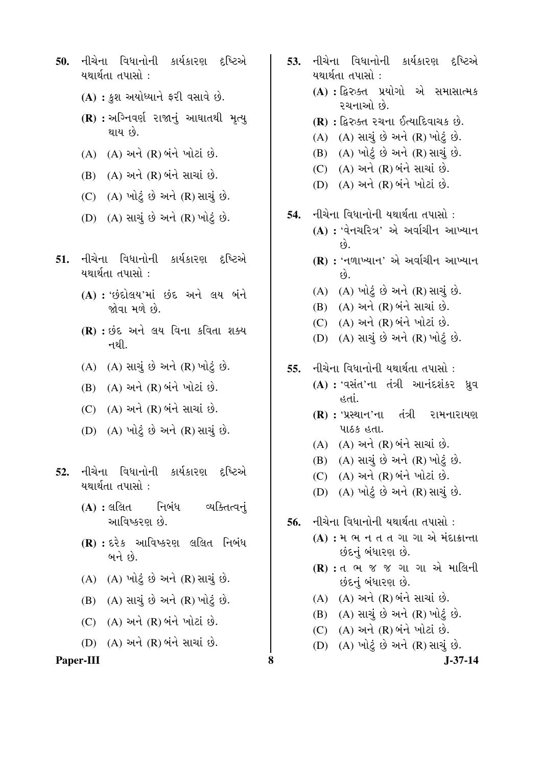**50.** નીચેના વિધાનોની કાર્યકારણ દૃષ્ટિએ યથાર્થતા તપાસો :

**(A) :** કુશ અયોધ્યાને ફરી વસાવે છે.

**(R) :** અગ્નિવર્ણ રાજાનું આઘાતથી મૃત્યુ થાય છે.

(A) (A) અને (R) બંને ખોટાં છે.

(B) (A) અને (R) બંને સાચાં છે.

(C) (A) ખોટું છે અને (R) સાચું છે.

(D) (A) સાચું છે અને (R) ખોટું છે.

**51.** નીચેના વિધાનોની કાર્યકારણ દૃષ્ટિએ યથાર્થતા તપાસો :

**(A) :** 'છંદોલય'માં છંદ અને લય બંને જોવા મળે છે.

**(R) :** છંદ અને લય વિના કવિતા શક્ય નથી.

(A) (A) સાચું છે અને (R) ખોટું છે.

(B) (A) અને (R) બંને ખોટાં છે.

(C) (A) અને (R) બંને સાચાં છે.

(D) (A) ખોટું છે અને (R) સાચું છે.

**52.** નીચેના વિધાનોની કાર્યકારણ દૃષ્ટિએ યથાર્થતા તપાસો :

**(A) :** લલિત નિબંધ વ્યક્તિત્વનું આવિષ્કરણ છે.

**(R) :** દરેક આવિષ્કરણ લલિત નિબંધ બને છે.

(A) (A) ખોટું છે અને (R) સાચું છે.

(B) (A) સાચું છે અને (R) ખોટું છે.

(C) (A) અને (R) બંને ખોટાં છે.

(D) (A) અને (R) બંને સાચાં છે.

**53.** નીચેના વિધાનોની કાર્યકારણ દૃષ્ટિએ યથાર્થતા તપાસો :

**(A) :** દ્વિરુક્ત પ્રયોગો એ સમાસાત્મક રચનાઓ છે.

**(R) :** દ્વિરુક્ત રચના ઈત્યાદિવાચક છે.

(A) (A) સાચું છે અને (R) ખોટું છે.

(B) (A) ખોટું છે અને (R) સાચું છે.

(C) (A) અને (R) બંને સાચાં છે.

(D) (A) અને (R) બંને ખોટાં છે.

**54.** નીચેના વિધાનોની યથાર્થતા તપાસો :

**(A) :** 'વેનચરિત્ર' એ અર્વાચીન આખ્યાન છે.

**(R) :** 'નળાખ્યાન' એ અર્વાચીન આખ્યાન છે.

(A) (A) ખોટું છે અને (R) સાચું છે.

(B) (A) અને (R) બંને સાચાં છે.

(C) (A) અને (R) બંને ખોટાં છે.

(D) (A) સાચું છે અને (R) ખોટું છે.

**55.** નીચેના વિધાનોની યથાર્થતા તપાસો :

**(A) :** 'વસંત'ના તંત્રી આનંદશંકર ધ્રુવ હતાં.

**(R) :** 'પ્રસ્થાન'ના તંત્રી રામનારાયણ પાઠક હતા.

(A) (A) અને (R) બંને સાચાં છે.

(B) (A) સાચું છે અને (R) ખોટું છે.

(C) (A) અને (R) બંને ખોટાં છે.

(D) (A) ખોટું છે અને (R) સાચું છે.

**56.** નીચેના વિધાનોની યથાર્થતા તપાસો :

**(A) :** મ ભ ન ત ત ગા ગા એ મંદાક્રાન્તા છંદનું બંધારણ છે.

**(R) :** ત ભ જ જ ગા ગા એ માલિની છંદનું બંધારણ છે.

(A) (A) અને (R) બંને સાચાં છે.

(B) (A) સાચું છે અને (R) ખોટું છે.

(C) (A) અને (R) બંને ખોટાં છે.

(D) (A) ખોટું છે અને (R) સાચું છે.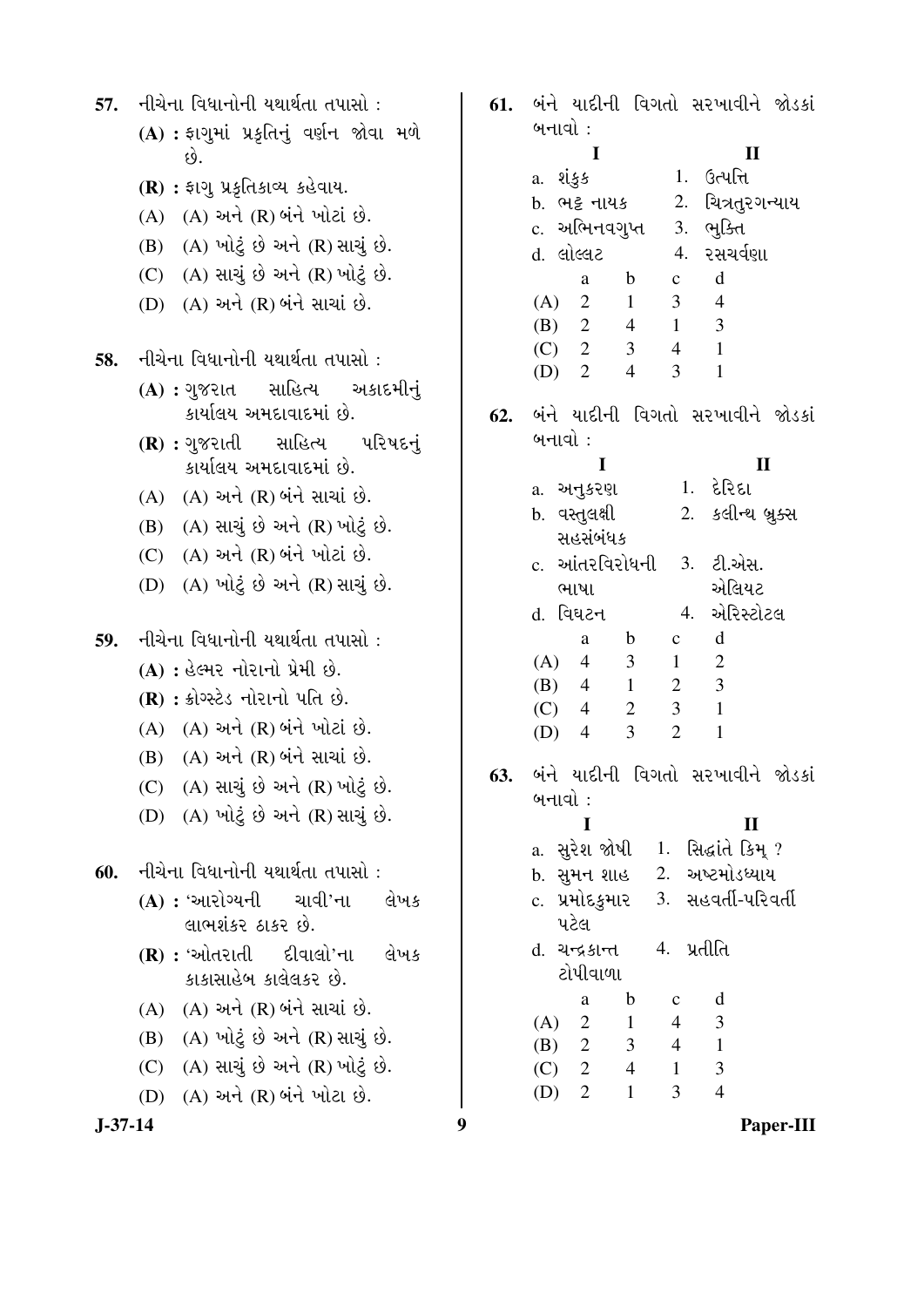57. નીચેના વિધાનોની યથાર્થતા તપાસો :

**(A) :** ફાગુમાં પ્રકૃતિનું વર્ણન જોવા મળે છે.

**(R) :** ફાગુ પ્રકૃતિકાવ્ય કહેવાય.

(A) (A) અને (R) બંને ખોટાં છે.

(B) (A) ખોટું છે અને (R) સાચું છે.

(C) (A) સાચું છે અને (R) ખોટું છે.

(D) (A) અને (R) બંને સાચાં છે.

58. નીચેના વિધાનોની યથાર્થતા તપાસો :

**(A) :** ગુજરાત સાહિત્ય અકાદમીનું કાર્યાલય અમદાવાદમાં છે.

**(R) :** ગુજરાતી સાહિત્ય પરિષદનું કાર્યાલય અમદાવાદમાં છે.

(A) (A) અને (R) બંને સાચાં છે.

(B) (A) સાચું છે અને (R) ખોટું છે.

(C) (A) અને (R) બંને ખોટાં છે.

(D) (A) ખોટું છે અને (R) સાચું છે.

59. નીચેના વિધાનોની યથાર્થતા તપાસો :

**(A) :** હેલ્મર નોરાનો પ્રેમી છે.

**(R) :** ક્રોગ્સ્ટેડ નોરાનો પતિ છે.

(A) (A) અને (R) બંને ખોટાં છે.

(B) (A) અને (R) બંને સાચાં છે.

(C) (A) સાચું છે અને (R) ખોટું છે.

(D) (A) ખોટું છે અને (R) સાચું છે.

60. નીચેના વિધાનોની યથાર્થતા તપાસો :

**(A) :** 'આરોગ્યની ચાવી'ના લેખક લાભશંકર ઠાકર છે.

**(R) :** 'ઓતરાતી દીવાલો'ના લેખક કાકાસાહેબ કાલેલકર છે.

(A) (A) અને (R) બંને સાચાં છે.

(B) (A) ખોટું છે અને (R) સાચું છે.

(C) (A) સાચું છે અને (R) ખોટું છે.

(D) (A) અને (R) બંને ખોટા છે.

61. બંને યાદીની વિગતો સરખાવીને જોડકાં બનાવો :

| I | II |
|---|---|
| a. શંકુક | 1. ઉત્પત્તિ |
| b. ભટ્ટ નાયક | 2. ચિત્રતુરગન્યાય |
| c. અભિનવગુપ્ત | 3. ભુક્તિ |
| d. લોલ્લટ | 4. રસચર્વણા |

| | a | b | c | d |
|---|---|---|---|---|
| (A) | 2 | 1 | 3 | 4 |
| (B) | 2 | 4 | 1 | 3 |
| (C) | 2 | 3 | 4 | 1 |
| (D) | 2 | 4 | 3 | 1 |

62. બંને યાદીની વિગતો સરખાવીને જોડકાં બનાવો :

| I | II |
|---|---|
| a. અનુકરણ | 1. દેરિદા |
| b. વસ્તુલક્ષી સહસંબંધક | 2. કલીન્થ બ્રુક્સ |
| c. આંતરવિરોધની ભાષા | 3. ટી.એસ. એલિયટ |
| d. વિઘટન | 4. એરિસ્ટોટલ |

| | a | b | c | d |
|---|---|---|---|---|
| (A) | 4 | 3 | 1 | 2 |
| (B) | 4 | 1 | 2 | 3 |
| (C) | 4 | 2 | 3 | 1 |
| (D) | 4 | 3 | 2 | 1 |

63. બંને યાદીની વિગતો સરખાવીને જોડકાં બનાવો :

| I | II |
|---|---|
| a. સુરેશ જોષી | 1. સિદ્ધાંતે કિમ્ ? |
| b. સુમન શાહ | 2. અષ્ટમોડધ્યાય |
| c. પ્રમોદકુમાર પટેલ | 3. સહવર્તી-પરિવર્તી |
| d. ચન્દ્રકાન્ત ટોપીવાળા | 4. પ્રતીતિ |

| | a | b | c | d |
|---|---|---|---|---|
| (A) | 2 | 1 | 4 | 3 |
| (B) | 2 | 3 | 4 | 1 |
| (C) | 2 | 4 | 1 | 3 |
| (D) | 2 | 1 | 3 | 4 |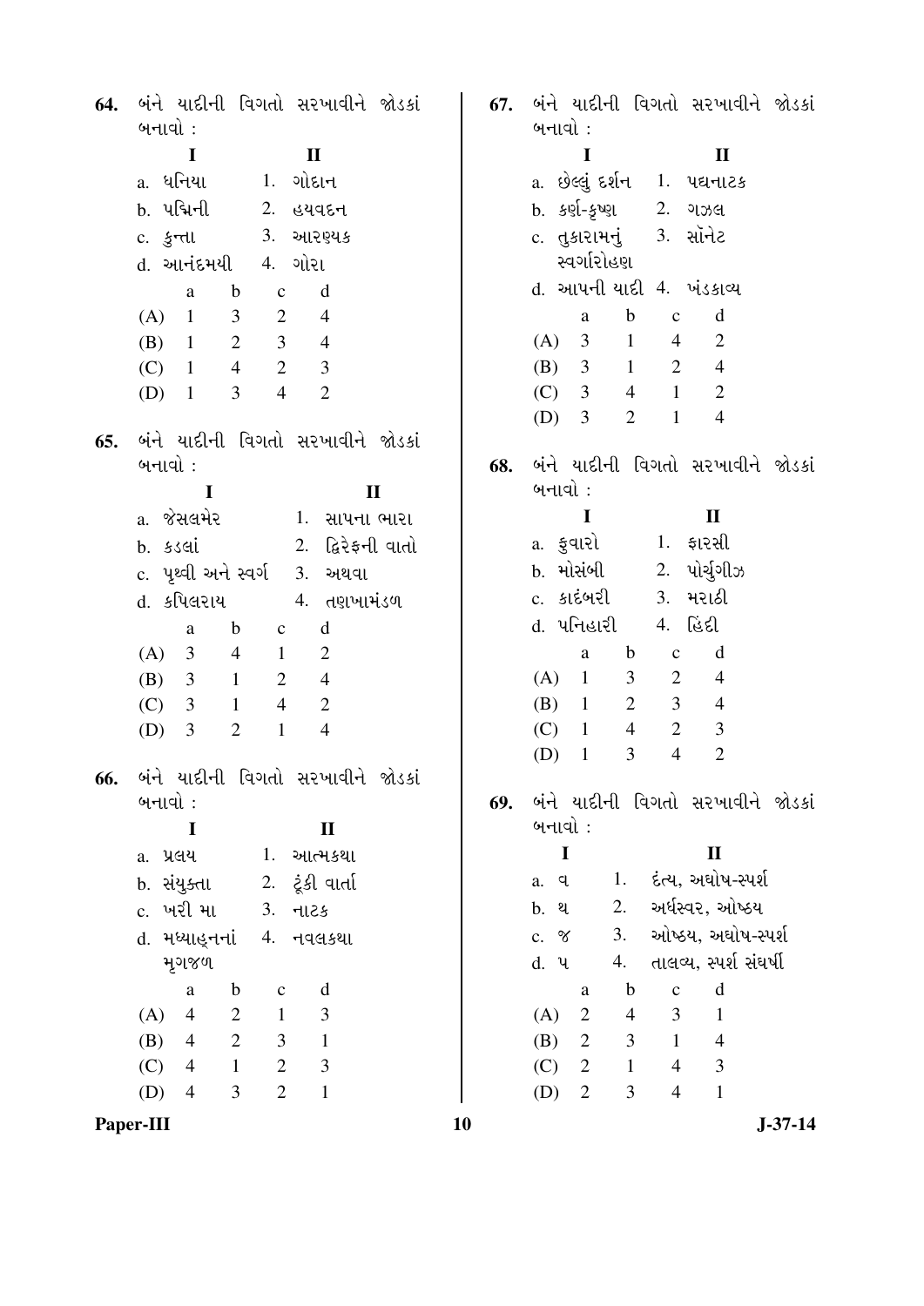**64.** બંને યાદીની વિગતો સરખાવીને જોડકાં બનાવો :

| I | II |
|---|---|
| a. ધનિયા | 1. ગોદાન |
| b. પદ્મિની | 2. હયવદન |
| c. કુન્તા | 3. આરણ્યક |
| d. આનંદમયી | 4. ગોરા |

| | a | b | c | d |
|---|---|---|---|---|
| (A) | 1 | 3 | 2 | 4 |
| (B) | 1 | 2 | 3 | 4 |
| (C) | 1 | 4 | 2 | 3 |
| (D) | 1 | 3 | 4 | 2 |

**65.** બંને યાદીની વિગતો સરખાવીને જોડકાં બનાવો :

| I | II |
|---|---|
| a. જેસલમેર | 1. સાપના ભારા |
| b. કડલાં | 2. દ્વિરેફની વાતો |
| c. પૃથ્વી અને સ્વર્ગ | 3. અથવા |
| d. કપિલરાય | 4. તણખામંડળ |

| | a | b | c | d |
|---|---|---|---|---|
| (A) | 3 | 4 | 1 | 2 |
| (B) | 3 | 1 | 2 | 4 |
| (C) | 3 | 1 | 4 | 2 |
| (D) | 3 | 2 | 1 | 4 |

**66.** બંને યાદીની વિગતો સરખાવીને જોડકાં બનાવો :

| I | II |
|---|---|
| a. પ્રલય | 1. આત્મકથા |
| b. સંયુક્તા | 2. ટૂંકી વાર્તા |
| c. ખરી મા | 3. નાટક |
| d. મધ્યાહ્નનાં મૃગજળ | 4. નવલકથા |

| | a | b | c | d |
|---|---|---|---|---|
| (A) | 4 | 2 | 1 | 3 |
| (B) | 4 | 2 | 3 | 1 |
| (C) | 4 | 1 | 2 | 3 |
| (D) | 4 | 3 | 2 | 1 |

**67.** બંને યાદીની વિગતો સરખાવીને જોડકાં બનાવો :

| I | II |
|---|---|
| a. છેલ્લું દર્શન | 1. પદ્યનાટક |
| b. કર્ણ-કૃષ્ણ | 2. ગઝલ |
| c. તુકારામનું સ્વર્ગારોહણ | 3. સૉનેટ |
| d. આપની યાદી | 4. ખંડકાવ્ય |

| | a | b | c | d |
|---|---|---|---|---|
| (A) | 3 | 1 | 4 | 2 |
| (B) | 3 | 1 | 2 | 4 |
| (C) | 3 | 4 | 1 | 2 |
| (D) | 3 | 2 | 1 | 4 |

**68.** બંને યાદીની વિગતો સરખાવીને જોડકાં બનાવો :

| I | II |
|---|---|
| a. ફુવારો | 1. ફારસી |
| b. મોસંબી | 2. પોર્ચુગીઝ |
| c. કાદંબરી | 3. મરાઠી |
| d. પનિહારી | 4. હિંદી |

| | a | b | c | d |
|---|---|---|---|---|
| (A) | 1 | 3 | 2 | 4 |
| (B) | 1 | 2 | 3 | 4 |
| (C) | 1 | 4 | 2 | 3 |
| (D) | 1 | 3 | 4 | 2 |

**69.** બંને યાદીની વિગતો સરખાવીને જોડકાં બનાવો :

| I | II |
|---|---|
| a. વ | 1. દંત્ય, અઘોષ-સ્પર્શ |
| b. થ | 2. અર્ધસ્વર, ઓષ્ઠ્ય |
| c. જ | 3. ઓષ્ઠ્ય, અઘોષ-સ્પર્શ |
| d. પ | 4. તાલવ્ય, સ્પર્શ સંઘર્ષી |

| | a | b | c | d |
|---|---|---|---|---|
| (A) | 2 | 4 | 3 | 1 |
| (B) | 2 | 3 | 1 | 4 |
| (C) | 2 | 1 | 4 | 3 |
| (D) | 2 | 3 | 4 | 1 |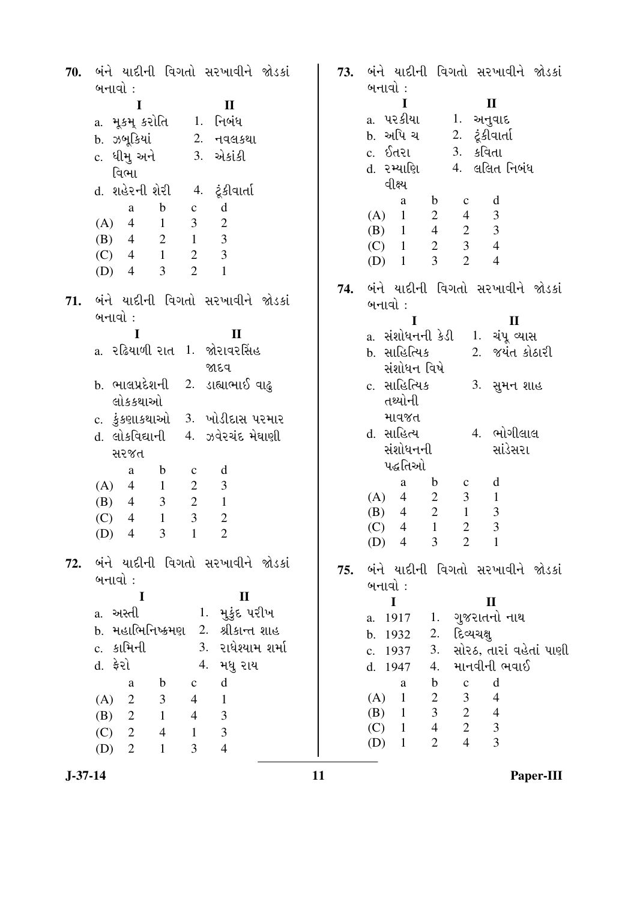**70.** બંને યાદીની વિગતો સરખાવીને જોડકાં બનાવો :

| I | II |
|---|---|
| a. મૂકમ્ કરોતિ | 1. નિબંધ |
| b. ઝબૂકિયાં | 2. નવલકથા |
| c. ધીમુ અને વિભા | 3. એકાંકી |
| d. શહેરની શેરી | 4. ટૂંકીવાર્તા |

| | a | b | c | d |
|---|---|---|---|---|
| (A) | 4 | 1 | 3 | 2 |
| (B) | 4 | 2 | 1 | 3 |
| (C) | 4 | 1 | 2 | 3 |
| (D) | 4 | 3 | 2 | 1 |

**71.** બંને યાદીની વિગતો સરખાવીને જોડકાં બનાવો :

| I | II |
|---|---|
| a. રઢિયાળી રાત | 1. જોરાવરસિંહ જાદવ |
| b. ભાલપ્રદેશની લોકકથાઓ | 2. ડાહ્યાભાઈ વાઢુ |
| c. કુંકણાકથાઓ | 3. ખોડીદાસ પરમાર |
| d. લોકવિદ્યાની સરજત | 4. ઝવેરચંદ મેઘાણી |

| | a | b | c | d |
|---|---|---|---|---|
| (A) | 4 | 1 | 2 | 3 |
| (B) | 4 | 3 | 2 | 1 |
| (C) | 4 | 1 | 3 | 2 |
| (D) | 4 | 3 | 1 | 2 |

**72.** બંને યાદીની વિગતો સરખાવીને જોડકાં બનાવો :

| I | II |
|---|---|
| a. અસ્તી | 1. મુકુંદ પરીખ |
| b. મહાભિનિષ્ક્રમણ | 2. શ્રીકાન્ત શાહ |
| c. કામિની | 3. રાધેશ્યામ શર્મા |
| d. ફેરો | 4. મધુ રાય |

| | a | b | c | d |
|---|---|---|---|---|
| (A) | 2 | 3 | 4 | 1 |
| (B) | 2 | 1 | 4 | 3 |
| (C) | 2 | 4 | 1 | 3 |
| (D) | 2 | 1 | 3 | 4 |

**73.** બંને યાદીની વિગતો સરખાવીને જોડકાં બનાવો :

| I | II |
|---|---|
| a. પરકીયા | 1. અનુવાદ |
| b. અપિ ચ | 2. ટૂંકીવાર્તા |
| c. ઈતરા | 3. કવિતા |
| d. રમ્યાણિ વીક્ષ્ય | 4. લલિત નિબંધ |

| | a | b | c | d |
|---|---|---|---|---|
| (A) | 1 | 2 | 4 | 3 |
| (B) | 1 | 4 | 2 | 3 |
| (C) | 1 | 2 | 3 | 4 |
| (D) | 1 | 3 | 2 | 4 |

**74.** બંને યાદીની વિગતો સરખાવીને જોડકાં બનાવો :

| I | II |
|---|---|
| a. સંશોધનની કેડી | 1. ચંપૂ વ્યાસ |
| b. સાહિત્યિક સંશોધન વિષે | 2. જયંત કોઠારી |
| c. સાહિત્યિક તથ્યોની માવજત | 3. સુમન શાહ |
| d. સાહિત્ય સંશોધનની પદ્ધતિઓ | 4. ભોગીલાલ સાંડેસરા |

| | a | b | c | d |
|---|---|---|---|---|
| (A) | 4 | 2 | 3 | 1 |
| (B) | 4 | 2 | 1 | 3 |
| (C) | 4 | 1 | 2 | 3 |
| (D) | 4 | 3 | 2 | 1 |

**75.** બંને યાદીની વિગતો સરખાવીને જોડકાં બનાવો :

| I | II |
|---|---|
| a. 1917 | 1. ગુજરાતનો નાથ |
| b. 1932 | 2. દિવ્યચક્ષુ |
| c. 1937 | 3. સોરઠ, તારાં વહેતાં પાણી |
| d. 1947 | 4. માનવીની ભવાઈ |

| | a | b | c | d |
|---|---|---|---|---|
| (A) | 1 | 2 | 3 | 4 |
| (B) | 1 | 3 | 2 | 4 |
| (C) | 1 | 4 | 2 | 3 |
| (D) | 1 | 2 | 4 | 3 |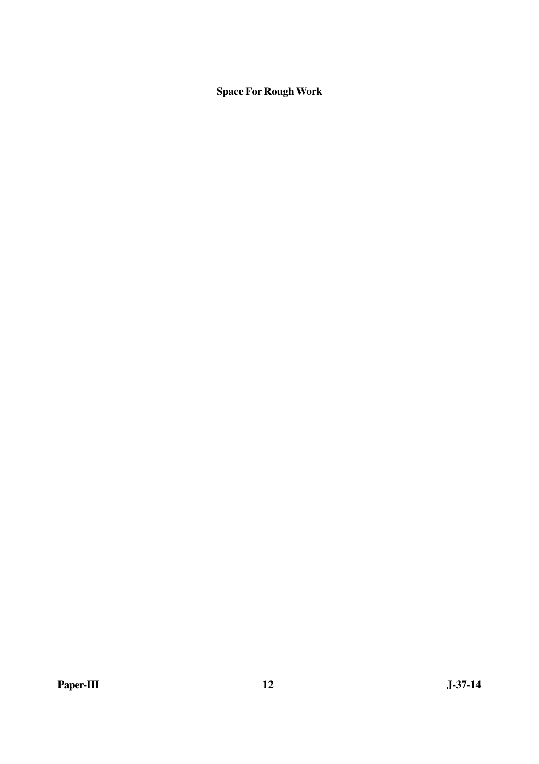**Space For Rough Work**